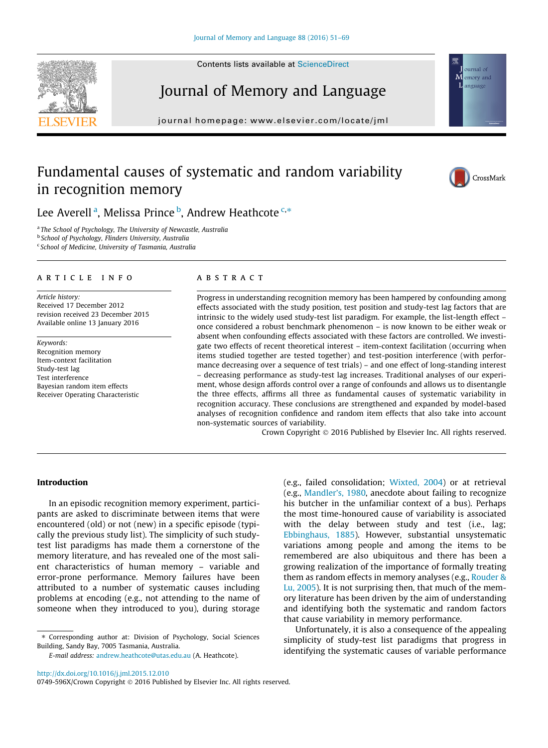# Fundamental causes of systematic and random variability in recognition memory

Lee Averell [a], Melissa Prince [b], Andrew Heathcote [c,*]

[a] The School of Psychology, The University of Newcastle, Australia
[b] School of Psychology, Flinders University, Australia
[c] School of Medicine, University of Tasmania, Australia

## ARTICLE INFO

*Article history:*
Received 17 December 2012
revision received 23 December 2015
Available online 13 January 2016

*Keywords:*
Recognition memory
Item-context facilitation
Study-test lag
Test interference
Bayesian random item effects
Receiver Operating Characteristic

## ABSTRACT

Progress in understanding recognition memory has been hampered by confounding among effects associated with the study position, test position and study-test lag factors that are intrinsic to the widely used study-test list paradigm. For example, the list-length effect – once considered a robust benchmark phenomenon – is now known to be either weak or absent when confounding effects associated with these factors are controlled. We investigate two effects of recent theoretical interest – item-context facilitation (occurring when items studied together are tested together) and test-position interference (with performance decreasing over a sequence of test trials) – and one effect of long-standing interest – decreasing performance as study-test lag increases. Traditional analyses of our experiment, whose design affords control over a range of confounds and allows us to disentangle the three effects, affirms all three as fundamental causes of systematic variability in recognition accuracy. These conclusions are strengthened and expanded by model-based analyses of recognition confidence and random item effects that also take into account non-systematic sources of variability.

Crown Copyright © 2016 Published by Elsevier Inc. All rights reserved.

## Introduction

In an episodic recognition memory experiment, participants are asked to discriminate between items that were encountered (old) or not (new) in a specific episode (typically the previous study list). The simplicity of such study-test list paradigms has made them a cornerstone of the memory literature, and has revealed one of the most salient characteristics of human memory – variable and error-prone performance. Memory failures have been attributed to a number of systematic causes including problems at encoding (e.g., not attending to the name of someone when they introduced to you), during storage (e.g., failed consolidation; Wixted, 2004) or at retrieval (e.g., Mandler's, 1980, anecdote about failing to recognize his butcher in the unfamiliar context of a bus). Perhaps the most time-honoured cause of variability is associated with the delay between study and test (i.e., lag; Ebbinghaus, 1885). However, substantial unsystematic variations among people and among the items to be remembered are also ubiquitous and there has been a growing realization of the importance of formally treating them as random effects in memory analyses (e.g., Rouder & Lu, 2005). It is not surprising then, that much of the memory literature has been driven by the aim of understanding and identifying both the systematic and random factors that cause variability in memory performance.

Unfortunately, it is also a consequence of the appealing simplicity of study-test list paradigms that progress in identifying the systematic causes of variable performance

\* Corresponding author at: Division of Psychology, Social Sciences Building, Sandy Bay, 7005 Tasmania, Australia.
*E-mail address:* andrew.heathcote@utas.edu.au (A. Heathcote).

http://dx.doi.org/10.1016/j.jml.2015.12.010
0749-596X/Crown Copyright © 2016 Published by Elsevier Inc. All rights reserved.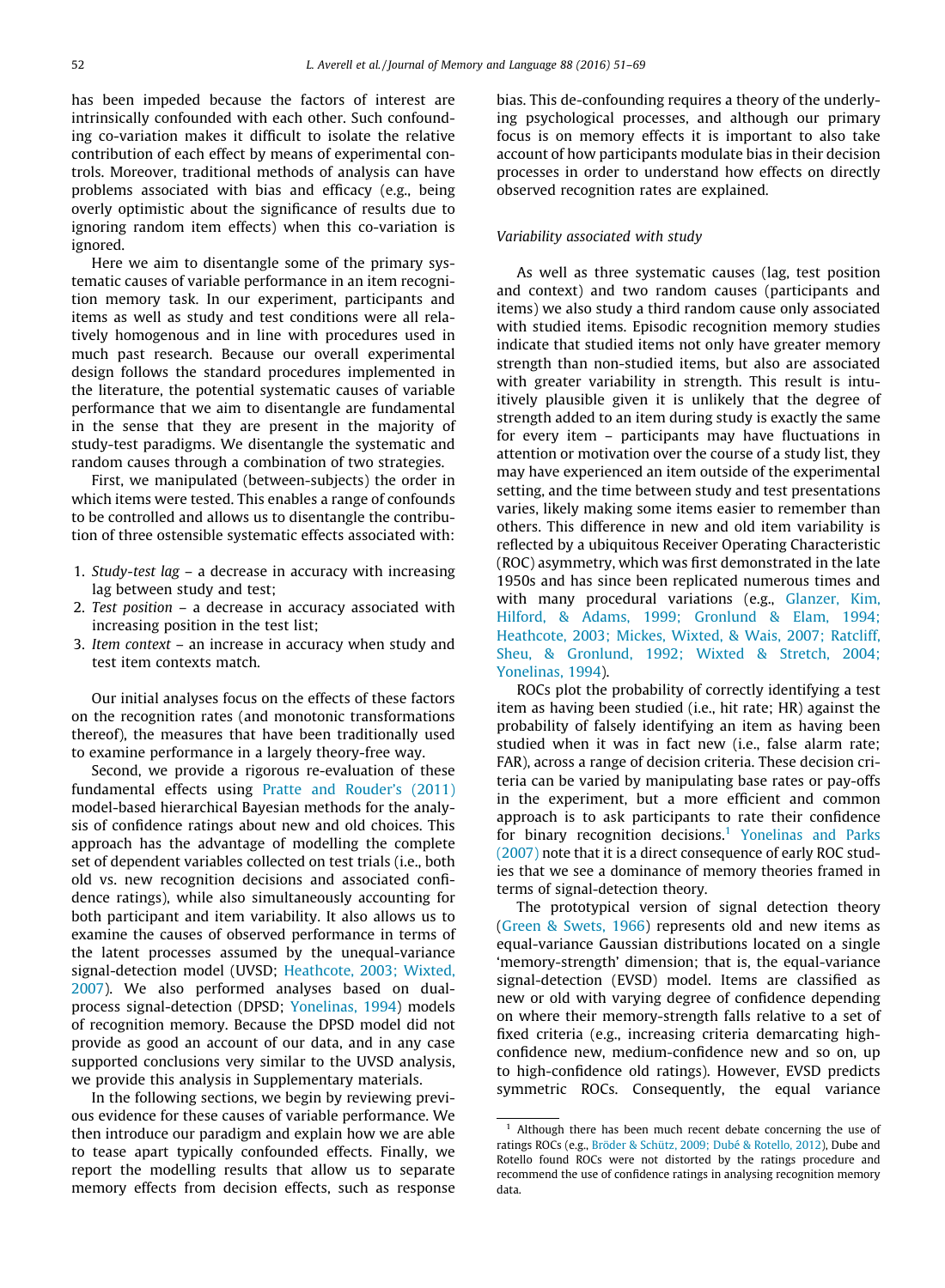has been impeded because the factors of interest are intrinsically confounded with each other. Such confounding co-variation makes it difficult to isolate the relative contribution of each effect by means of experimental controls. Moreover, traditional methods of analysis can have problems associated with bias and efficacy (e.g., being overly optimistic about the significance of results due to ignoring random item effects) when this co-variation is ignored.

Here we aim to disentangle some of the primary systematic causes of variable performance in an item recognition memory task. In our experiment, participants and items as well as study and test conditions were all relatively homogenous and in line with procedures used in much past research. Because our overall experimental design follows the standard procedures implemented in the literature, the potential systematic causes of variable performance that we aim to disentangle are fundamental in the sense that they are present in the majority of study-test paradigms. We disentangle the systematic and random causes through a combination of two strategies.

First, we manipulated (between-subjects) the order in which items were tested. This enables a range of confounds to be controlled and allows us to disentangle the contribution of three ostensible systematic effects associated with:

1. *Study-test lag* – a decrease in accuracy with increasing lag between study and test;
2. *Test position* – a decrease in accuracy associated with increasing position in the test list;
3. *Item context* – an increase in accuracy when study and test item contexts match.

Our initial analyses focus on the effects of these factors on the recognition rates (and monotonic transformations thereof), the measures that have been traditionally used to examine performance in a largely theory-free way.

Second, we provide a rigorous re-evaluation of these fundamental effects using Pratte and Rouder's (2011) model-based hierarchical Bayesian methods for the analysis of confidence ratings about new and old choices. This approach has the advantage of modelling the complete set of dependent variables collected on test trials (i.e., both old vs. new recognition decisions and associated confidence ratings), while also simultaneously accounting for both participant and item variability. It also allows us to examine the causes of observed performance in terms of the latent processes assumed by the unequal-variance signal-detection model (UVSD; Heathcote, 2003; Wixted, 2007). We also performed analyses based on dual-process signal-detection (DPSD; Yonelinas, 1994) models of recognition memory. Because the DPSD model did not provide as good an account of our data, and in any case supported conclusions very similar to the UVSD analysis, we provide this analysis in Supplementary materials.

In the following sections, we begin by reviewing previous evidence for these causes of variable performance. We then introduce our paradigm and explain how we are able to tease apart typically confounded effects. Finally, we report the modelling results that allow us to separate memory effects from decision effects, such as response bias. This de-confounding requires a theory of the underlying psychological processes, and although our primary focus is on memory effects it is important to also take account of how participants modulate bias in their decision processes in order to understand how effects on directly observed recognition rates are explained.

### *Variability associated with study*

As well as three systematic causes (lag, test position and context) and two random causes (participants and items) we also study a third random cause only associated with studied items. Episodic recognition memory studies indicate that studied items not only have greater memory strength than non-studied items, but also are associated with greater variability in strength. This result is intuitively plausible given it is unlikely that the degree of strength added to an item during study is exactly the same for every item – participants may have fluctuations in attention or motivation over the course of a study list, they may have experienced an item outside of the experimental setting, and the time between study and test presentations varies, likely making some items easier to remember than others. This difference in new and old item variability is reflected by a ubiquitous Receiver Operating Characteristic (ROC) asymmetry, which was first demonstrated in the late 1950s and has since been replicated numerous times and with many procedural variations (e.g., Glanzer, Kim, Hilford, & Adams, 1999; Gronlund & Elam, 1994; Heathcote, 2003; Mickes, Wixted, & Wais, 2007; Ratcliff, Sheu, & Gronlund, 1992; Wixted & Stretch, 2004; Yonelinas, 1994).

ROCs plot the probability of correctly identifying a test item as having been studied (i.e., hit rate; HR) against the probability of falsely identifying an item as having been studied when it was in fact new (i.e., false alarm rate; FAR), across a range of decision criteria. These decision criteria can be varied by manipulating base rates or pay-offs in the experiment, but a more efficient and common approach is to ask participants to rate their confidence for binary recognition decisions.[1] Yonelinas and Parks (2007) note that it is a direct consequence of early ROC studies that we see a dominance of memory theories framed in terms of signal-detection theory.

The prototypical version of signal detection theory (Green & Swets, 1966) represents old and new items as equal-variance Gaussian distributions located on a single 'memory-strength' dimension; that is, the equal-variance signal-detection (EVSD) model. Items are classified as new or old with varying degree of confidence depending on where their memory-strength falls relative to a set of fixed criteria (e.g., increasing criteria demarcating high-confidence new, medium-confidence new and so on, up to high-confidence old ratings). However, EVSD predicts symmetric ROCs. Consequently, the equal variance

[1] Although there has been much recent debate concerning the use of ratings ROCs (e.g., Bröder & Schütz, 2009; Dubé & Rotello, 2012), Dube and Rotello found ROCs were not distorted by the ratings procedure and recommend the use of confidence ratings in analysing recognition memory data.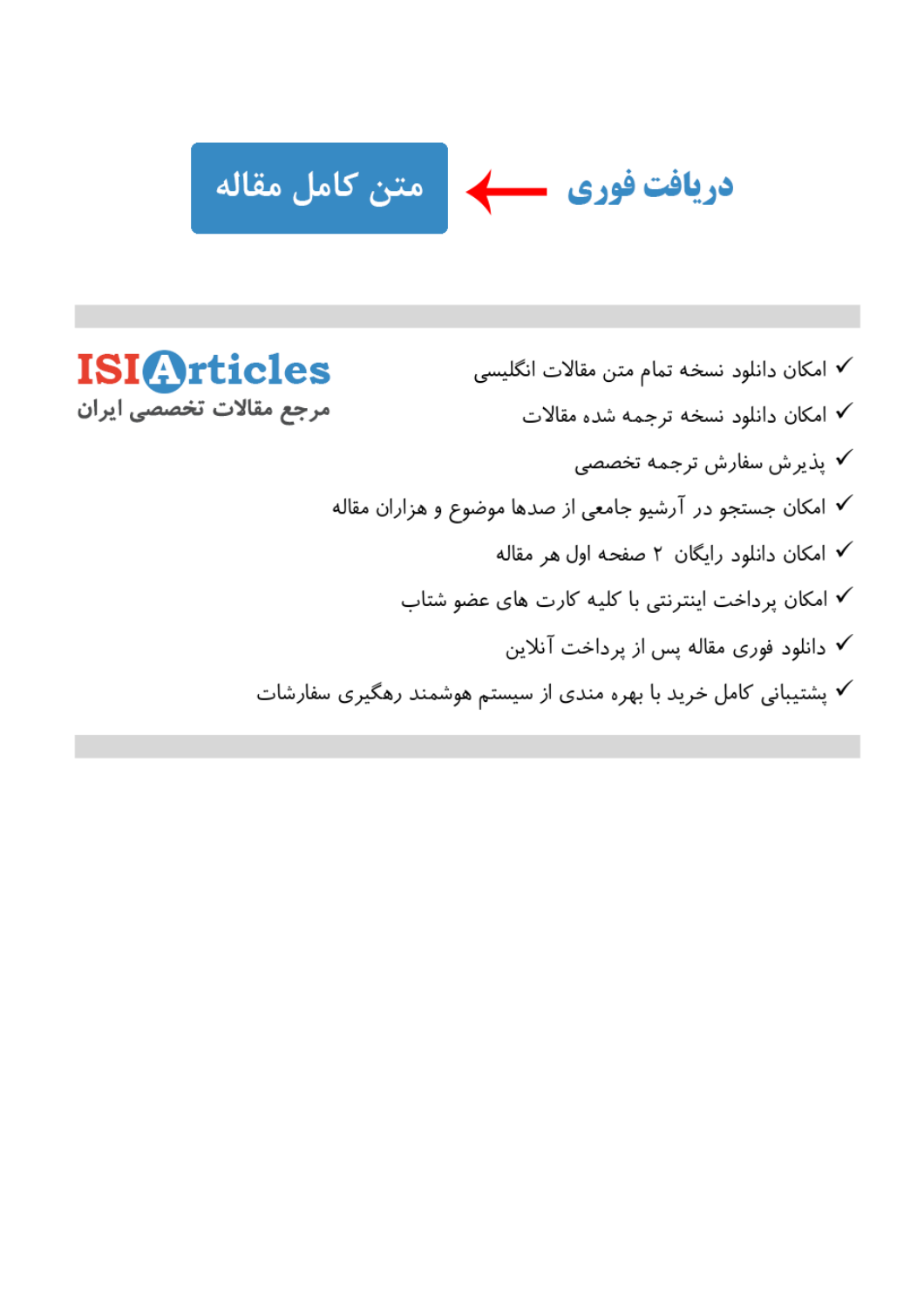دریافت فوری ← متن کامل مقاله

**ISIArticles**
مرجع مقالات تخصصی ایران

- ✓ امکان دانلود نسخه تمام متن مقالات انگلیسی
- ✓ امکان دانلود نسخه ترجمه شده مقالات
- ✓ پذیرش سفارش ترجمه تخصصی
- ✓ امکان جستجو در آرشیو جامعی از صدها موضوع و هزاران مقاله
- ✓ امکان دانلود رایگان ۲ صفحه اول هر مقاله
- ✓ امکان پرداخت اینترنتی با کلیه کارت های عضو شتاب
- ✓ دانلود فوری مقاله پس از پرداخت آنلاین
- ✓ پشتیبانی کامل خرید با بهره مندی از سیستم هوشمند رهگیری سفارشات